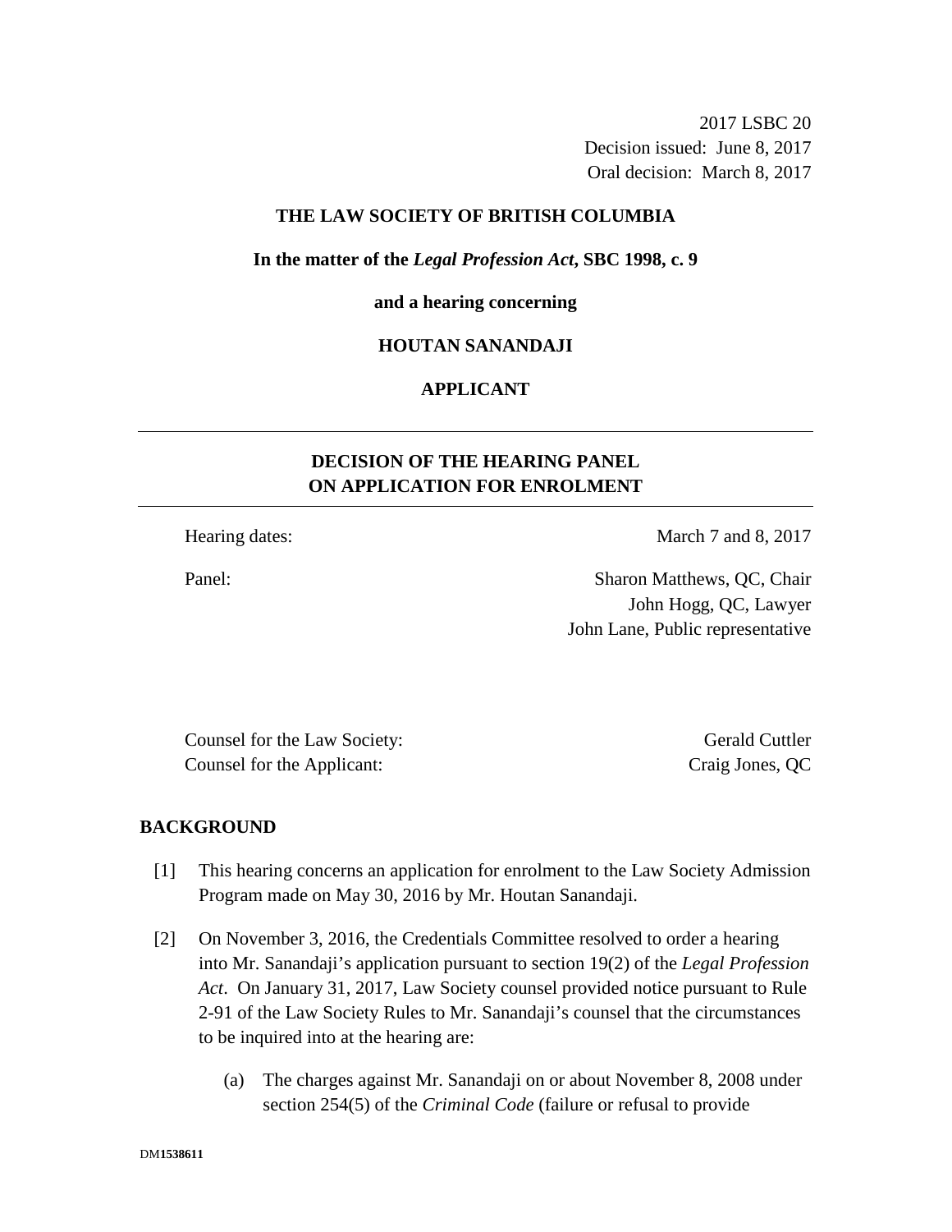2017 LSBC 20
Decision issued: June 8, 2017
Oral decision: March 8, 2017

**THE LAW SOCIETY OF BRITISH COLUMBIA**

**In the matter of the *Legal Profession Act*, SBC 1998, c. 9**

**and a hearing concerning**

**HOUTAN SANANDAJI**

**APPLICANT**

---

## DECISION OF THE HEARING PANEL ON APPLICATION FOR ENROLMENT

---

| | |
|---|---|
| Hearing dates: | March 7 and 8, 2017 |
| Panel: | Sharon Matthews, QC, Chair<br>John Hogg, QC, Lawyer<br>John Lane, Public representative |

| | |
|---|---|
| Counsel for the Law Society: | Gerald Cuttler |
| Counsel for the Applicant: | Craig Jones, QC |

## BACKGROUND

[1] This hearing concerns an application for enrolment to the Law Society Admission Program made on May 30, 2016 by Mr. Houtan Sanandaji.

[2] On November 3, 2016, the Credentials Committee resolved to order a hearing into Mr. Sanandaji's application pursuant to section 19(2) of the *Legal Profession Act*. On January 31, 2017, Law Society counsel provided notice pursuant to Rule 2-91 of the Law Society Rules to Mr. Sanandaji's counsel that the circumstances to be inquired into at the hearing are:

(a) The charges against Mr. Sanandaji on or about November 8, 2008 under section 254(5) of the *Criminal Code* (failure or refusal to provide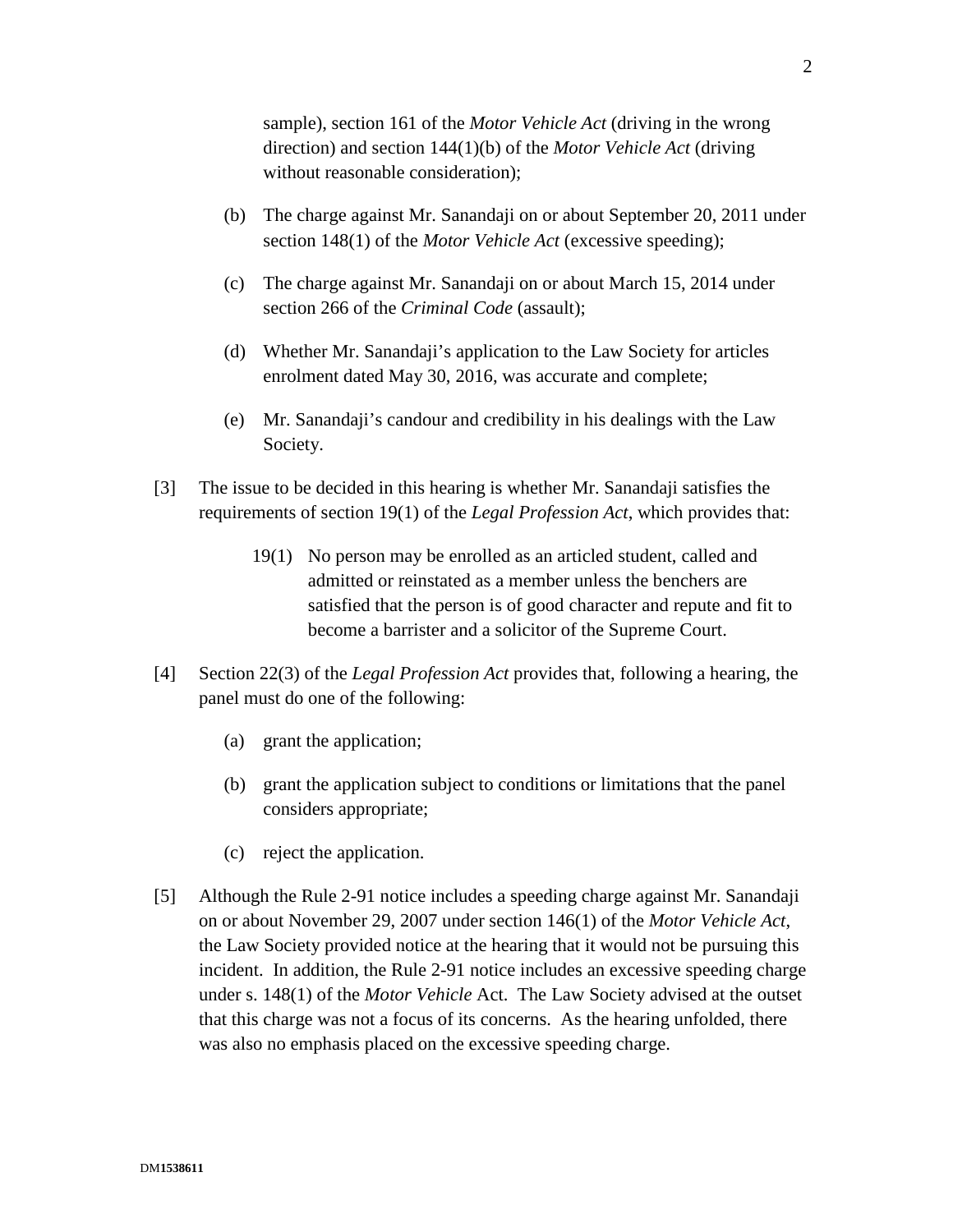sample), section 161 of the *Motor Vehicle Act* (driving in the wrong direction) and section 144(1)(b) of the *Motor Vehicle Act* (driving without reasonable consideration);

(b) The charge against Mr. Sanandaji on or about September 20, 2011 under section 148(1) of the *Motor Vehicle Act* (excessive speeding);

(c) The charge against Mr. Sanandaji on or about March 15, 2014 under section 266 of the *Criminal Code* (assault);

(d) Whether Mr. Sanandaji's application to the Law Society for articles enrolment dated May 30, 2016, was accurate and complete;

(e) Mr. Sanandaji's candour and credibility in his dealings with the Law Society.

[3] The issue to be decided in this hearing is whether Mr. Sanandaji satisfies the requirements of section 19(1) of the *Legal Profession Act*, which provides that:

> 19(1) No person may be enrolled as an articled student, called and admitted or reinstated as a member unless the benchers are satisfied that the person is of good character and repute and fit to become a barrister and a solicitor of the Supreme Court.

[4] Section 22(3) of the *Legal Profession Act* provides that, following a hearing, the panel must do one of the following:

(a) grant the application;

(b) grant the application subject to conditions or limitations that the panel considers appropriate;

(c) reject the application.

[5] Although the Rule 2-91 notice includes a speeding charge against Mr. Sanandaji on or about November 29, 2007 under section 146(1) of the *Motor Vehicle Act*, the Law Society provided notice at the hearing that it would not be pursuing this incident. In addition, the Rule 2-91 notice includes an excessive speeding charge under s. 148(1) of the *Motor Vehicle* Act. The Law Society advised at the outset that this charge was not a focus of its concerns. As the hearing unfolded, there was also no emphasis placed on the excessive speeding charge.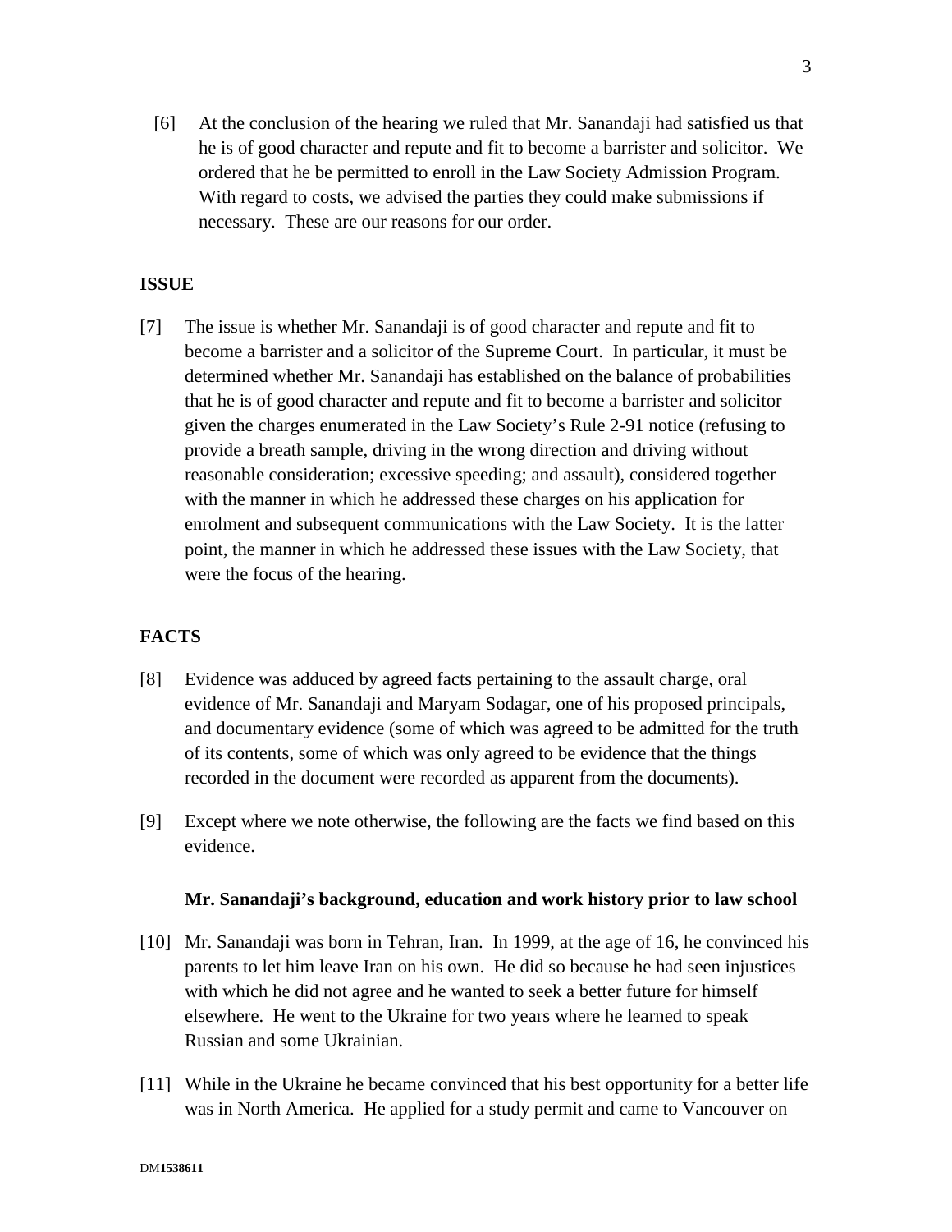[6] At the conclusion of the hearing we ruled that Mr. Sanandaji had satisfied us that he is of good character and repute and fit to become a barrister and solicitor. We ordered that he be permitted to enroll in the Law Society Admission Program. With regard to costs, we advised the parties they could make submissions if necessary. These are our reasons for our order.

## ISSUE

[7] The issue is whether Mr. Sanandaji is of good character and repute and fit to become a barrister and a solicitor of the Supreme Court. In particular, it must be determined whether Mr. Sanandaji has established on the balance of probabilities that he is of good character and repute and fit to become a barrister and solicitor given the charges enumerated in the Law Society's Rule 2-91 notice (refusing to provide a breath sample, driving in the wrong direction and driving without reasonable consideration; excessive speeding; and assault), considered together with the manner in which he addressed these charges on his application for enrolment and subsequent communications with the Law Society. It is the latter point, the manner in which he addressed these issues with the Law Society, that were the focus of the hearing.

## FACTS

[8] Evidence was adduced by agreed facts pertaining to the assault charge, oral evidence of Mr. Sanandaji and Maryam Sodagar, one of his proposed principals, and documentary evidence (some of which was agreed to be admitted for the truth of its contents, some of which was only agreed to be evidence that the things recorded in the document were recorded as apparent from the documents).

[9] Except where we note otherwise, the following are the facts we find based on this evidence.

### Mr. Sanandaji's background, education and work history prior to law school

[10] Mr. Sanandaji was born in Tehran, Iran. In 1999, at the age of 16, he convinced his parents to let him leave Iran on his own. He did so because he had seen injustices with which he did not agree and he wanted to seek a better future for himself elsewhere. He went to the Ukraine for two years where he learned to speak Russian and some Ukrainian.

[11] While in the Ukraine he became convinced that his best opportunity for a better life was in North America. He applied for a study permit and came to Vancouver on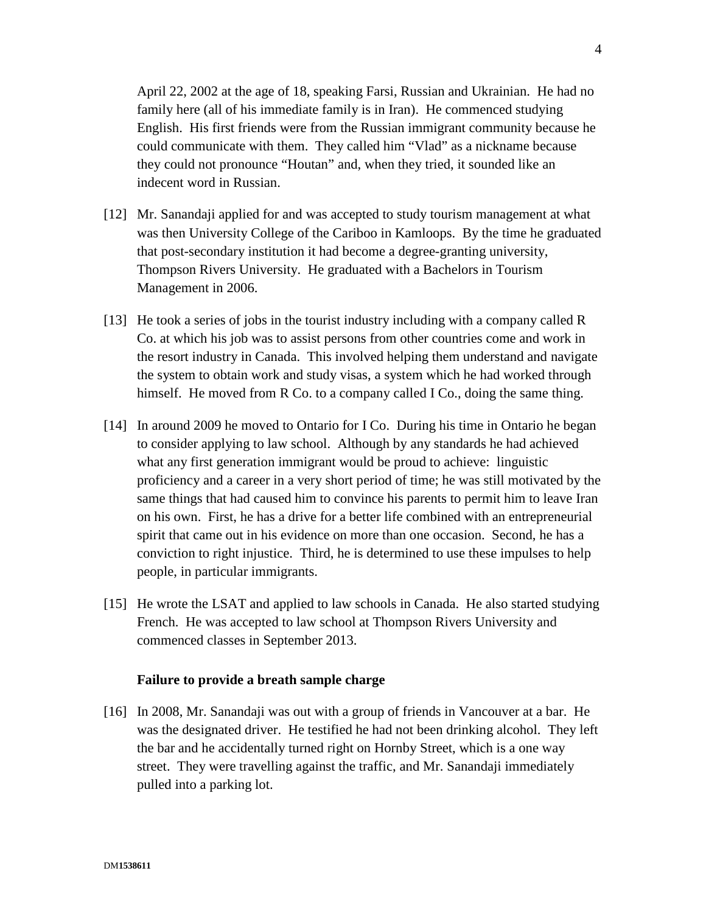April 22, 2002 at the age of 18, speaking Farsi, Russian and Ukrainian. He had no family here (all of his immediate family is in Iran). He commenced studying English. His first friends were from the Russian immigrant community because he could communicate with them. They called him "Vlad" as a nickname because they could not pronounce "Houtan" and, when they tried, it sounded like an indecent word in Russian.

[12] Mr. Sanandaji applied for and was accepted to study tourism management at what was then University College of the Cariboo in Kamloops. By the time he graduated that post-secondary institution it had become a degree-granting university, Thompson Rivers University. He graduated with a Bachelors in Tourism Management in 2006.

[13] He took a series of jobs in the tourist industry including with a company called R Co. at which his job was to assist persons from other countries come and work in the resort industry in Canada. This involved helping them understand and navigate the system to obtain work and study visas, a system which he had worked through himself. He moved from R Co. to a company called I Co., doing the same thing.

[14] In around 2009 he moved to Ontario for I Co. During his time in Ontario he began to consider applying to law school. Although by any standards he had achieved what any first generation immigrant would be proud to achieve: linguistic proficiency and a career in a very short period of time; he was still motivated by the same things that had caused him to convince his parents to permit him to leave Iran on his own. First, he has a drive for a better life combined with an entrepreneurial spirit that came out in his evidence on more than one occasion. Second, he has a conviction to right injustice. Third, he is determined to use these impulses to help people, in particular immigrants.

[15] He wrote the LSAT and applied to law schools in Canada. He also started studying French. He was accepted to law school at Thompson Rivers University and commenced classes in September 2013.

### Failure to provide a breath sample charge

[16] In 2008, Mr. Sanandaji was out with a group of friends in Vancouver at a bar. He was the designated driver. He testified he had not been drinking alcohol. They left the bar and he accidentally turned right on Hornby Street, which is a one way street. They were travelling against the traffic, and Mr. Sanandaji immediately pulled into a parking lot.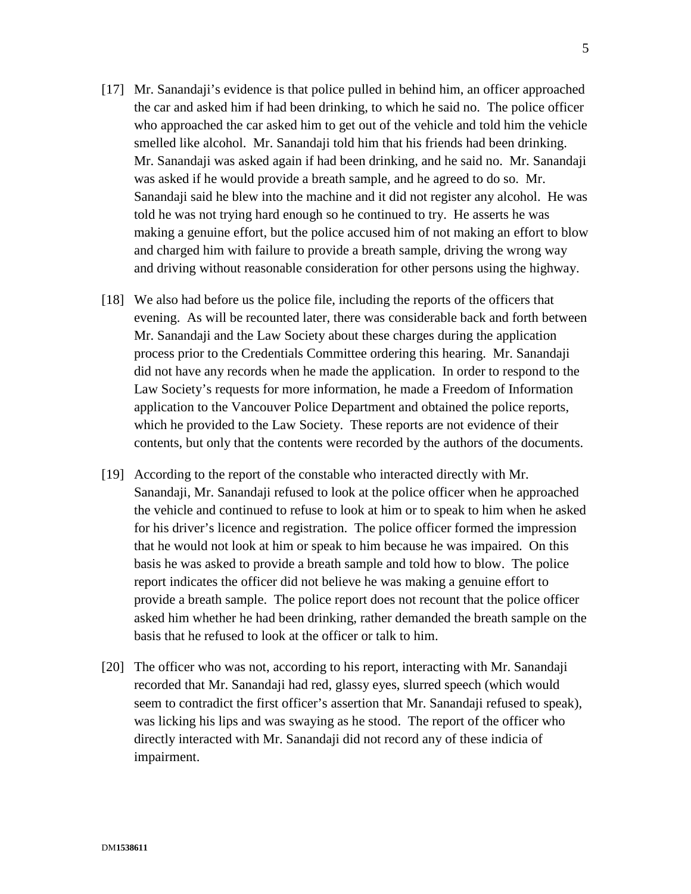[17] Mr. Sanandaji's evidence is that police pulled in behind him, an officer approached the car and asked him if had been drinking, to which he said no. The police officer who approached the car asked him to get out of the vehicle and told him the vehicle smelled like alcohol. Mr. Sanandaji told him that his friends had been drinking. Mr. Sanandaji was asked again if had been drinking, and he said no. Mr. Sanandaji was asked if he would provide a breath sample, and he agreed to do so. Mr. Sanandaji said he blew into the machine and it did not register any alcohol. He was told he was not trying hard enough so he continued to try. He asserts he was making a genuine effort, but the police accused him of not making an effort to blow and charged him with failure to provide a breath sample, driving the wrong way and driving without reasonable consideration for other persons using the highway.

[18] We also had before us the police file, including the reports of the officers that evening. As will be recounted later, there was considerable back and forth between Mr. Sanandaji and the Law Society about these charges during the application process prior to the Credentials Committee ordering this hearing. Mr. Sanandaji did not have any records when he made the application. In order to respond to the Law Society's requests for more information, he made a Freedom of Information application to the Vancouver Police Department and obtained the police reports, which he provided to the Law Society. These reports are not evidence of their contents, but only that the contents were recorded by the authors of the documents.

[19] According to the report of the constable who interacted directly with Mr. Sanandaji, Mr. Sanandaji refused to look at the police officer when he approached the vehicle and continued to refuse to look at him or to speak to him when he asked for his driver's licence and registration. The police officer formed the impression that he would not look at him or speak to him because he was impaired. On this basis he was asked to provide a breath sample and told how to blow. The police report indicates the officer did not believe he was making a genuine effort to provide a breath sample. The police report does not recount that the police officer asked him whether he had been drinking, rather demanded the breath sample on the basis that he refused to look at the officer or talk to him.

[20] The officer who was not, according to his report, interacting with Mr. Sanandaji recorded that Mr. Sanandaji had red, glassy eyes, slurred speech (which would seem to contradict the first officer's assertion that Mr. Sanandaji refused to speak), was licking his lips and was swaying as he stood. The report of the officer who directly interacted with Mr. Sanandaji did not record any of these indicia of impairment.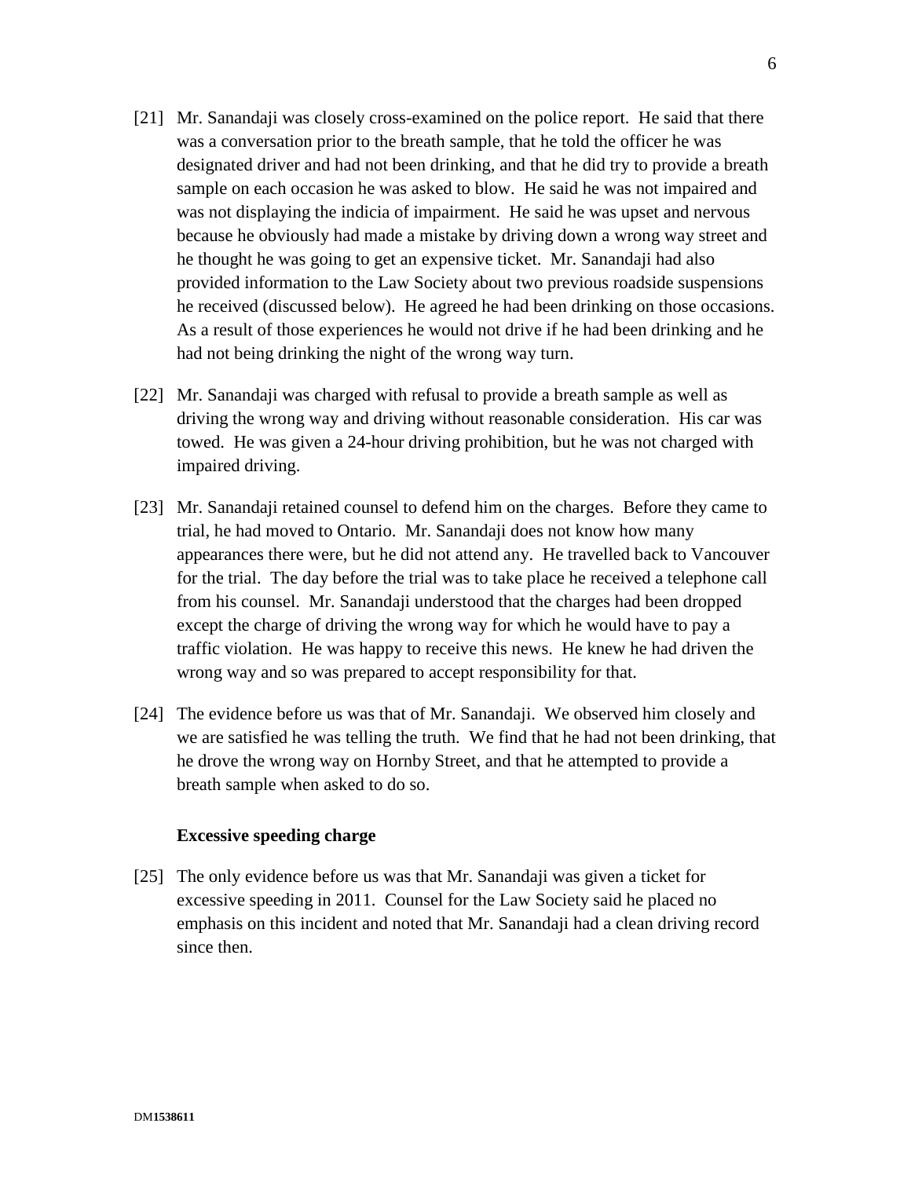[21] Mr. Sanandaji was closely cross-examined on the police report. He said that there was a conversation prior to the breath sample, that he told the officer he was designated driver and had not been drinking, and that he did try to provide a breath sample on each occasion he was asked to blow. He said he was not impaired and was not displaying the indicia of impairment. He said he was upset and nervous because he obviously had made a mistake by driving down a wrong way street and he thought he was going to get an expensive ticket. Mr. Sanandaji had also provided information to the Law Society about two previous roadside suspensions he received (discussed below). He agreed he had been drinking on those occasions. As a result of those experiences he would not drive if he had been drinking and he had not being drinking the night of the wrong way turn.

[22] Mr. Sanandaji was charged with refusal to provide a breath sample as well as driving the wrong way and driving without reasonable consideration. His car was towed. He was given a 24-hour driving prohibition, but he was not charged with impaired driving.

[23] Mr. Sanandaji retained counsel to defend him on the charges. Before they came to trial, he had moved to Ontario. Mr. Sanandaji does not know how many appearances there were, but he did not attend any. He travelled back to Vancouver for the trial. The day before the trial was to take place he received a telephone call from his counsel. Mr. Sanandaji understood that the charges had been dropped except the charge of driving the wrong way for which he would have to pay a traffic violation. He was happy to receive this news. He knew he had driven the wrong way and so was prepared to accept responsibility for that.

[24] The evidence before us was that of Mr. Sanandaji. We observed him closely and we are satisfied he was telling the truth. We find that he had not been drinking, that he drove the wrong way on Hornby Street, and that he attempted to provide a breath sample when asked to do so.

**Excessive speeding charge**

[25] The only evidence before us was that Mr. Sanandaji was given a ticket for excessive speeding in 2011. Counsel for the Law Society said he placed no emphasis on this incident and noted that Mr. Sanandaji had a clean driving record since then.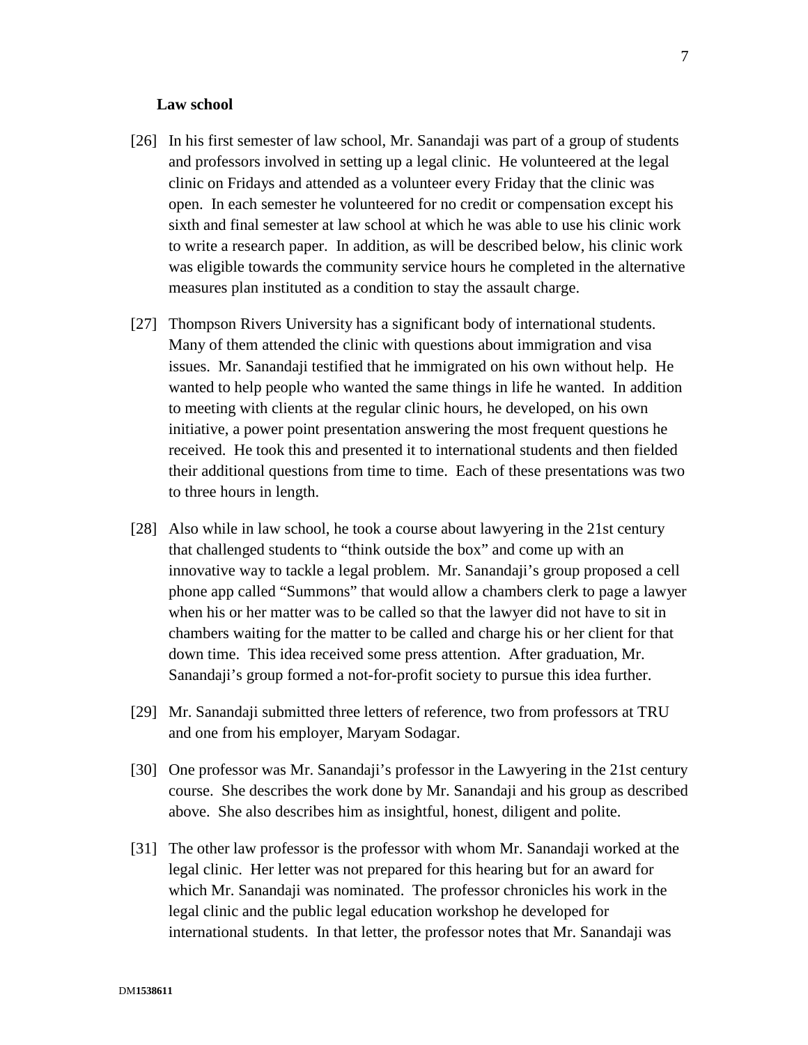**Law school**

[26] In his first semester of law school, Mr. Sanandaji was part of a group of students and professors involved in setting up a legal clinic. He volunteered at the legal clinic on Fridays and attended as a volunteer every Friday that the clinic was open. In each semester he volunteered for no credit or compensation except his sixth and final semester at law school at which he was able to use his clinic work to write a research paper. In addition, as will be described below, his clinic work was eligible towards the community service hours he completed in the alternative measures plan instituted as a condition to stay the assault charge.

[27] Thompson Rivers University has a significant body of international students. Many of them attended the clinic with questions about immigration and visa issues. Mr. Sanandaji testified that he immigrated on his own without help. He wanted to help people who wanted the same things in life he wanted. In addition to meeting with clients at the regular clinic hours, he developed, on his own initiative, a power point presentation answering the most frequent questions he received. He took this and presented it to international students and then fielded their additional questions from time to time. Each of these presentations was two to three hours in length.

[28] Also while in law school, he took a course about lawyering in the 21st century that challenged students to "think outside the box" and come up with an innovative way to tackle a legal problem. Mr. Sanandaji's group proposed a cell phone app called "Summons" that would allow a chambers clerk to page a lawyer when his or her matter was to be called so that the lawyer did not have to sit in chambers waiting for the matter to be called and charge his or her client for that down time. This idea received some press attention. After graduation, Mr. Sanandaji's group formed a not-for-profit society to pursue this idea further.

[29] Mr. Sanandaji submitted three letters of reference, two from professors at TRU and one from his employer, Maryam Sodagar.

[30] One professor was Mr. Sanandaji's professor in the Lawyering in the 21st century course. She describes the work done by Mr. Sanandaji and his group as described above. She also describes him as insightful, honest, diligent and polite.

[31] The other law professor is the professor with whom Mr. Sanandaji worked at the legal clinic. Her letter was not prepared for this hearing but for an award for which Mr. Sanandaji was nominated. The professor chronicles his work in the legal clinic and the public legal education workshop he developed for international students. In that letter, the professor notes that Mr. Sanandaji was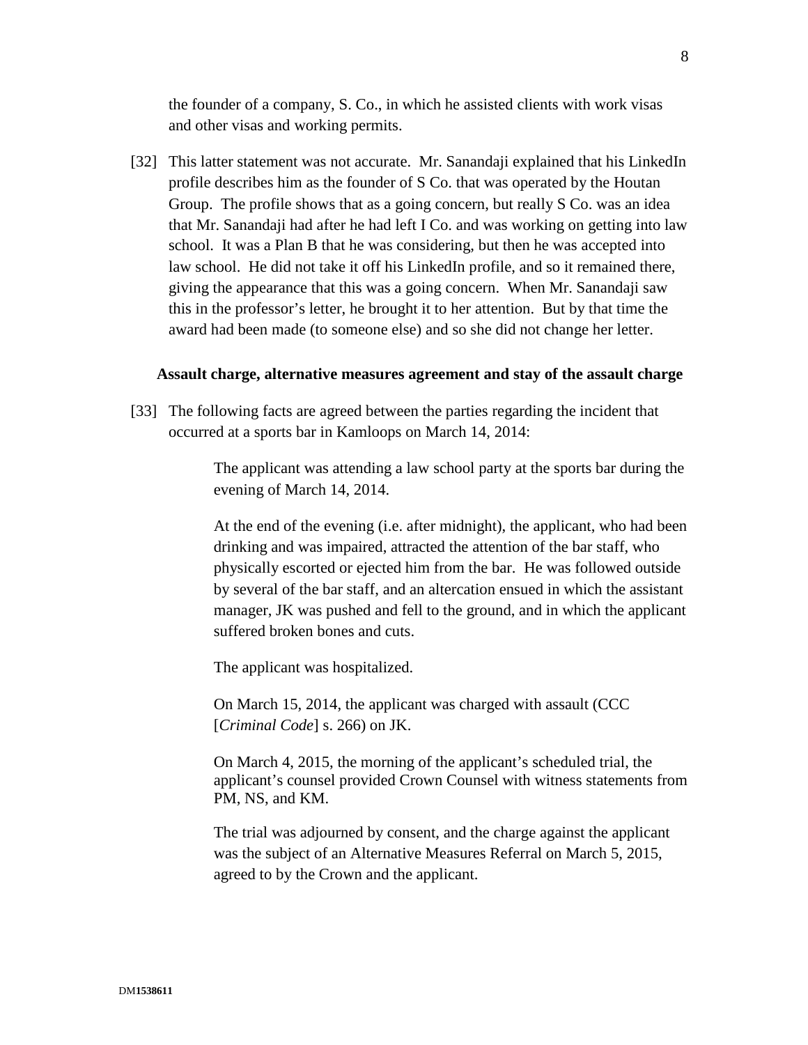the founder of a company, S. Co., in which he assisted clients with work visas and other visas and working permits.

[32] This latter statement was not accurate. Mr. Sanandaji explained that his LinkedIn profile describes him as the founder of S Co. that was operated by the Houtan Group. The profile shows that as a going concern, but really S Co. was an idea that Mr. Sanandaji had after he had left I Co. and was working on getting into law school. It was a Plan B that he was considering, but then he was accepted into law school. He did not take it off his LinkedIn profile, and so it remained there, giving the appearance that this was a going concern. When Mr. Sanandaji saw this in the professor's letter, he brought it to her attention. But by that time the award had been made (to someone else) and so she did not change her letter.

**Assault charge, alternative measures agreement and stay of the assault charge**

[33] The following facts are agreed between the parties regarding the incident that occurred at a sports bar in Kamloops on March 14, 2014:

> The applicant was attending a law school party at the sports bar during the evening of March 14, 2014.
>
> At the end of the evening (i.e. after midnight), the applicant, who had been drinking and was impaired, attracted the attention of the bar staff, who physically escorted or ejected him from the bar. He was followed outside by several of the bar staff, and an altercation ensued in which the assistant manager, JK was pushed and fell to the ground, and in which the applicant suffered broken bones and cuts.
>
> The applicant was hospitalized.
>
> On March 15, 2014, the applicant was charged with assault (CCC [*Criminal Code*] s. 266) on JK.
>
> On March 4, 2015, the morning of the applicant's scheduled trial, the applicant's counsel provided Crown Counsel with witness statements from PM, NS, and KM.
>
> The trial was adjourned by consent, and the charge against the applicant was the subject of an Alternative Measures Referral on March 5, 2015, agreed to by the Crown and the applicant.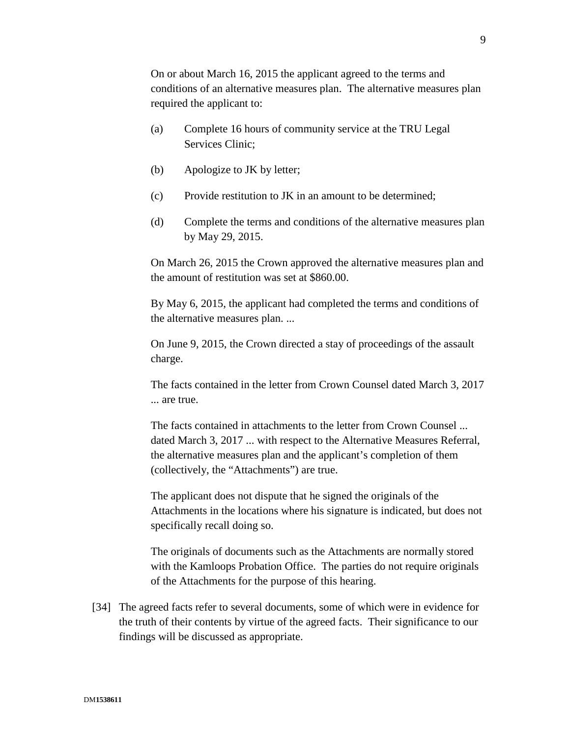> On or about March 16, 2015 the applicant agreed to the terms and conditions of an alternative measures plan. The alternative measures plan required the applicant to:
>
> (a) Complete 16 hours of community service at the TRU Legal Services Clinic;
>
> (b) Apologize to JK by letter;
>
> (c) Provide restitution to JK in an amount to be determined;
>
> (d) Complete the terms and conditions of the alternative measures plan by May 29, 2015.
>
> On March 26, 2015 the Crown approved the alternative measures plan and the amount of restitution was set at $860.00.
>
> By May 6, 2015, the applicant had completed the terms and conditions of the alternative measures plan. ...
>
> On June 9, 2015, the Crown directed a stay of proceedings of the assault charge.
>
> The facts contained in the letter from Crown Counsel dated March 3, 2017 ... are true.
>
> The facts contained in attachments to the letter from Crown Counsel ... dated March 3, 2017 ... with respect to the Alternative Measures Referral, the alternative measures plan and the applicant's completion of them (collectively, the "Attachments") are true.
>
> The applicant does not dispute that he signed the originals of the Attachments in the locations where his signature is indicated, but does not specifically recall doing so.
>
> The originals of documents such as the Attachments are normally stored with the Kamloops Probation Office. The parties do not require originals of the Attachments for the purpose of this hearing.

[34] The agreed facts refer to several documents, some of which were in evidence for the truth of their contents by virtue of the agreed facts. Their significance to our findings will be discussed as appropriate.

DM**1538611**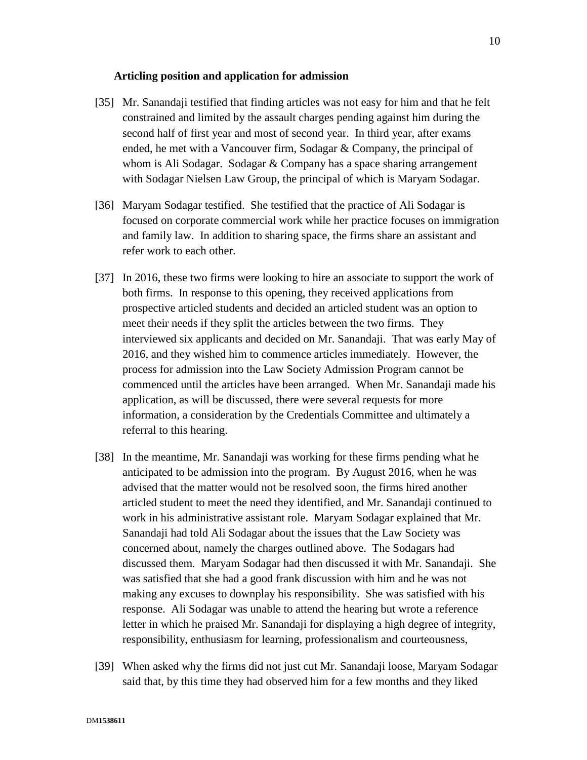### Articling position and application for admission

[35] Mr. Sanandaji testified that finding articles was not easy for him and that he felt constrained and limited by the assault charges pending against him during the second half of first year and most of second year. In third year, after exams ended, he met with a Vancouver firm, Sodagar & Company, the principal of whom is Ali Sodagar. Sodagar & Company has a space sharing arrangement with Sodagar Nielsen Law Group, the principal of which is Maryam Sodagar.

[36] Maryam Sodagar testified. She testified that the practice of Ali Sodagar is focused on corporate commercial work while her practice focuses on immigration and family law. In addition to sharing space, the firms share an assistant and refer work to each other.

[37] In 2016, these two firms were looking to hire an associate to support the work of both firms. In response to this opening, they received applications from prospective articled students and decided an articled student was an option to meet their needs if they split the articles between the two firms. They interviewed six applicants and decided on Mr. Sanandaji. That was early May of 2016, and they wished him to commence articles immediately. However, the process for admission into the Law Society Admission Program cannot be commenced until the articles have been arranged. When Mr. Sanandaji made his application, as will be discussed, there were several requests for more information, a consideration by the Credentials Committee and ultimately a referral to this hearing.

[38] In the meantime, Mr. Sanandaji was working for these firms pending what he anticipated to be admission into the program. By August 2016, when he was advised that the matter would not be resolved soon, the firms hired another articled student to meet the need they identified, and Mr. Sanandaji continued to work in his administrative assistant role. Maryam Sodagar explained that Mr. Sanandaji had told Ali Sodagar about the issues that the Law Society was concerned about, namely the charges outlined above. The Sodagars had discussed them. Maryam Sodagar had then discussed it with Mr. Sanandaji. She was satisfied that she had a good frank discussion with him and he was not making any excuses to downplay his responsibility. She was satisfied with his response. Ali Sodagar was unable to attend the hearing but wrote a reference letter in which he praised Mr. Sanandaji for displaying a high degree of integrity, responsibility, enthusiasm for learning, professionalism and courteousness,

[39] When asked why the firms did not just cut Mr. Sanandaji loose, Maryam Sodagar said that, by this time they had observed him for a few months and they liked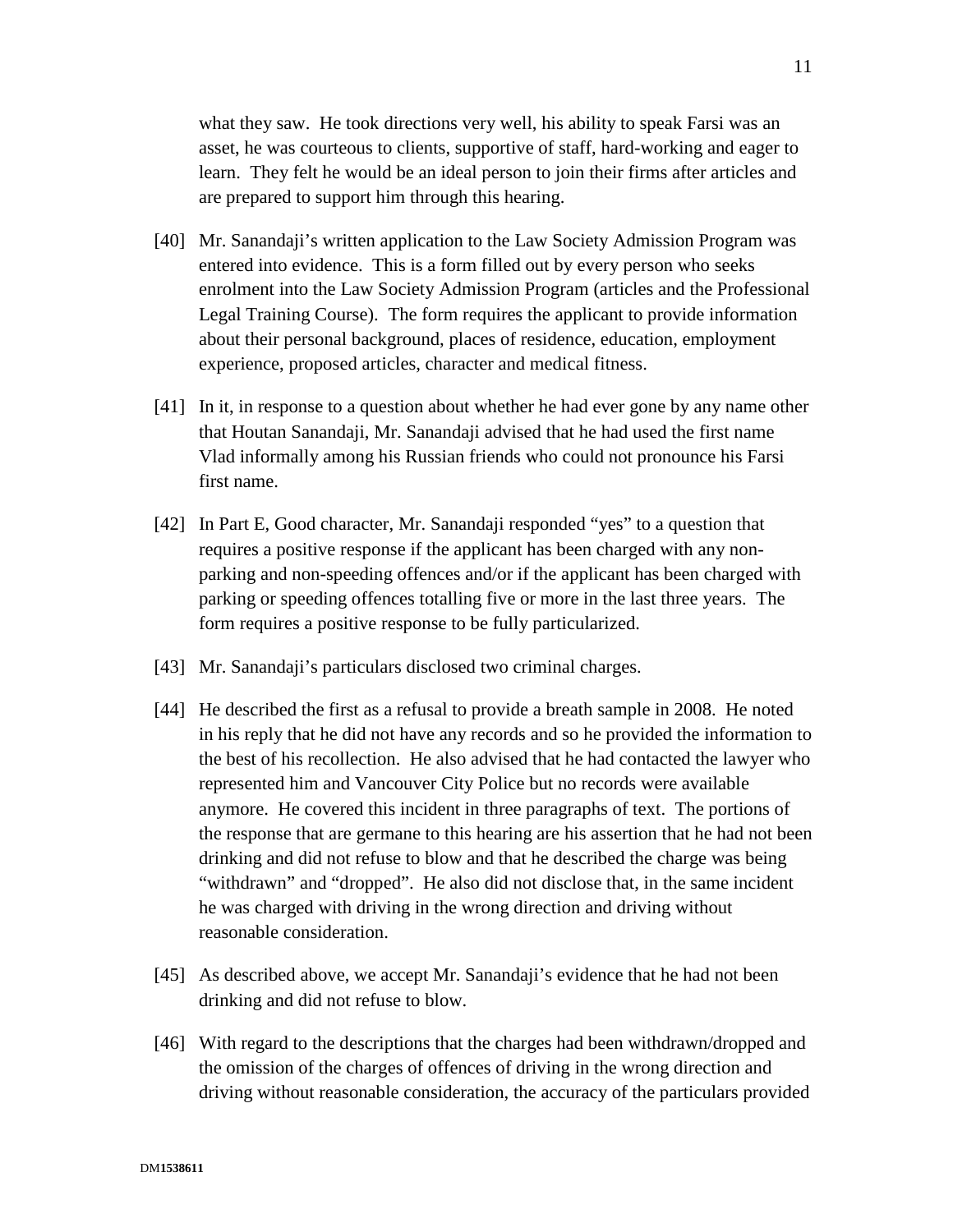what they saw. He took directions very well, his ability to speak Farsi was an asset, he was courteous to clients, supportive of staff, hard-working and eager to learn. They felt he would be an ideal person to join their firms after articles and are prepared to support him through this hearing.

[40] Mr. Sanandaji's written application to the Law Society Admission Program was entered into evidence. This is a form filled out by every person who seeks enrolment into the Law Society Admission Program (articles and the Professional Legal Training Course). The form requires the applicant to provide information about their personal background, places of residence, education, employment experience, proposed articles, character and medical fitness.

[41] In it, in response to a question about whether he had ever gone by any name other that Houtan Sanandaji, Mr. Sanandaji advised that he had used the first name Vlad informally among his Russian friends who could not pronounce his Farsi first name.

[42] In Part E, Good character, Mr. Sanandaji responded "yes" to a question that requires a positive response if the applicant has been charged with any non-parking and non-speeding offences and/or if the applicant has been charged with parking or speeding offences totalling five or more in the last three years. The form requires a positive response to be fully particularized.

[43] Mr. Sanandaji's particulars disclosed two criminal charges.

[44] He described the first as a refusal to provide a breath sample in 2008. He noted in his reply that he did not have any records and so he provided the information to the best of his recollection. He also advised that he had contacted the lawyer who represented him and Vancouver City Police but no records were available anymore. He covered this incident in three paragraphs of text. The portions of the response that are germane to this hearing are his assertion that he had not been drinking and did not refuse to blow and that he described the charge was being "withdrawn" and "dropped". He also did not disclose that, in the same incident he was charged with driving in the wrong direction and driving without reasonable consideration.

[45] As described above, we accept Mr. Sanandaji's evidence that he had not been drinking and did not refuse to blow.

[46] With regard to the descriptions that the charges had been withdrawn/dropped and the omission of the charges of offences of driving in the wrong direction and driving without reasonable consideration, the accuracy of the particulars provided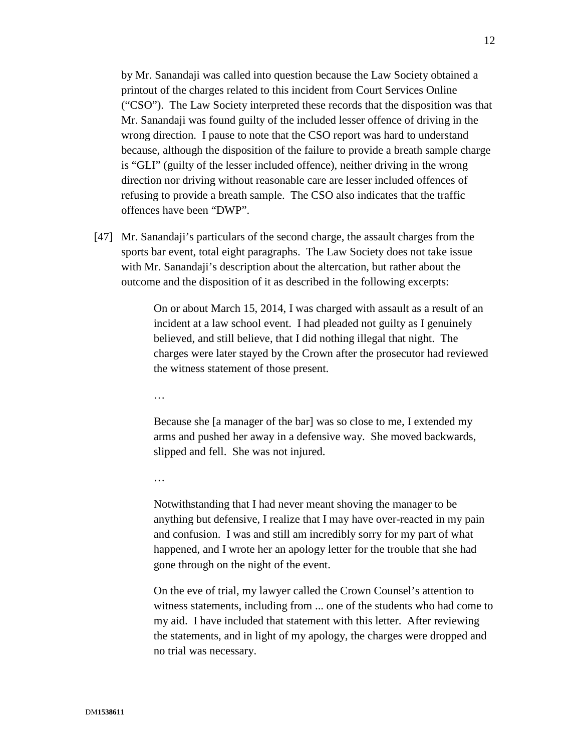by Mr. Sanandaji was called into question because the Law Society obtained a printout of the charges related to this incident from Court Services Online ("CSO"). The Law Society interpreted these records that the disposition was that Mr. Sanandaji was found guilty of the included lesser offence of driving in the wrong direction. I pause to note that the CSO report was hard to understand because, although the disposition of the failure to provide a breath sample charge is "GLI" (guilty of the lesser included offence), neither driving in the wrong direction nor driving without reasonable care are lesser included offences of refusing to provide a breath sample. The CSO also indicates that the traffic offences have been "DWP".

[47] Mr. Sanandaji's particulars of the second charge, the assault charges from the sports bar event, total eight paragraphs. The Law Society does not take issue with Mr. Sanandaji's description about the altercation, but rather about the outcome and the disposition of it as described in the following excerpts:

> On or about March 15, 2014, I was charged with assault as a result of an incident at a law school event. I had pleaded not guilty as I genuinely believed, and still believe, that I did nothing illegal that night. The charges were later stayed by the Crown after the prosecutor had reviewed the witness statement of those present.
>
> …
>
> Because she [a manager of the bar] was so close to me, I extended my arms and pushed her away in a defensive way. She moved backwards, slipped and fell. She was not injured.
>
> …
>
> Notwithstanding that I had never meant shoving the manager to be anything but defensive, I realize that I may have over-reacted in my pain and confusion. I was and still am incredibly sorry for my part of what happened, and I wrote her an apology letter for the trouble that she had gone through on the night of the event.
>
> On the eve of trial, my lawyer called the Crown Counsel's attention to witness statements, including from ... one of the students who had come to my aid. I have included that statement with this letter. After reviewing the statements, and in light of my apology, the charges were dropped and no trial was necessary.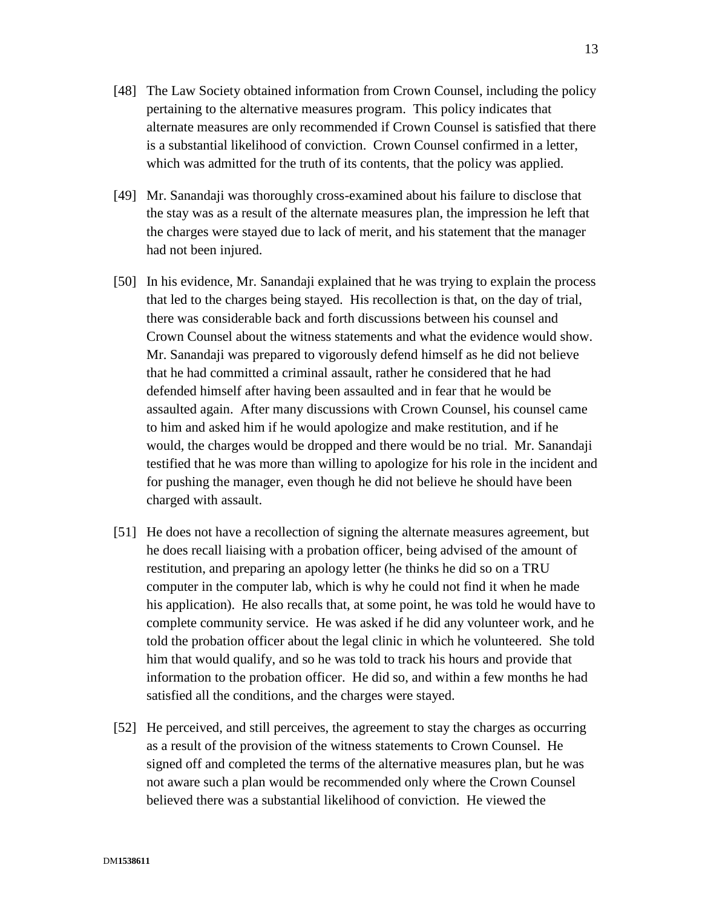[48] The Law Society obtained information from Crown Counsel, including the policy pertaining to the alternative measures program. This policy indicates that alternate measures are only recommended if Crown Counsel is satisfied that there is a substantial likelihood of conviction. Crown Counsel confirmed in a letter, which was admitted for the truth of its contents, that the policy was applied.

[49] Mr. Sanandaji was thoroughly cross-examined about his failure to disclose that the stay was as a result of the alternate measures plan, the impression he left that the charges were stayed due to lack of merit, and his statement that the manager had not been injured.

[50] In his evidence, Mr. Sanandaji explained that he was trying to explain the process that led to the charges being stayed. His recollection is that, on the day of trial, there was considerable back and forth discussions between his counsel and Crown Counsel about the witness statements and what the evidence would show. Mr. Sanandaji was prepared to vigorously defend himself as he did not believe that he had committed a criminal assault, rather he considered that he had defended himself after having been assaulted and in fear that he would be assaulted again. After many discussions with Crown Counsel, his counsel came to him and asked him if he would apologize and make restitution, and if he would, the charges would be dropped and there would be no trial. Mr. Sanandaji testified that he was more than willing to apologize for his role in the incident and for pushing the manager, even though he did not believe he should have been charged with assault.

[51] He does not have a recollection of signing the alternate measures agreement, but he does recall liaising with a probation officer, being advised of the amount of restitution, and preparing an apology letter (he thinks he did so on a TRU computer in the computer lab, which is why he could not find it when he made his application). He also recalls that, at some point, he was told he would have to complete community service. He was asked if he did any volunteer work, and he told the probation officer about the legal clinic in which he volunteered. She told him that would qualify, and so he was told to track his hours and provide that information to the probation officer. He did so, and within a few months he had satisfied all the conditions, and the charges were stayed.

[52] He perceived, and still perceives, the agreement to stay the charges as occurring as a result of the provision of the witness statements to Crown Counsel. He signed off and completed the terms of the alternative measures plan, but he was not aware such a plan would be recommended only where the Crown Counsel believed there was a substantial likelihood of conviction. He viewed the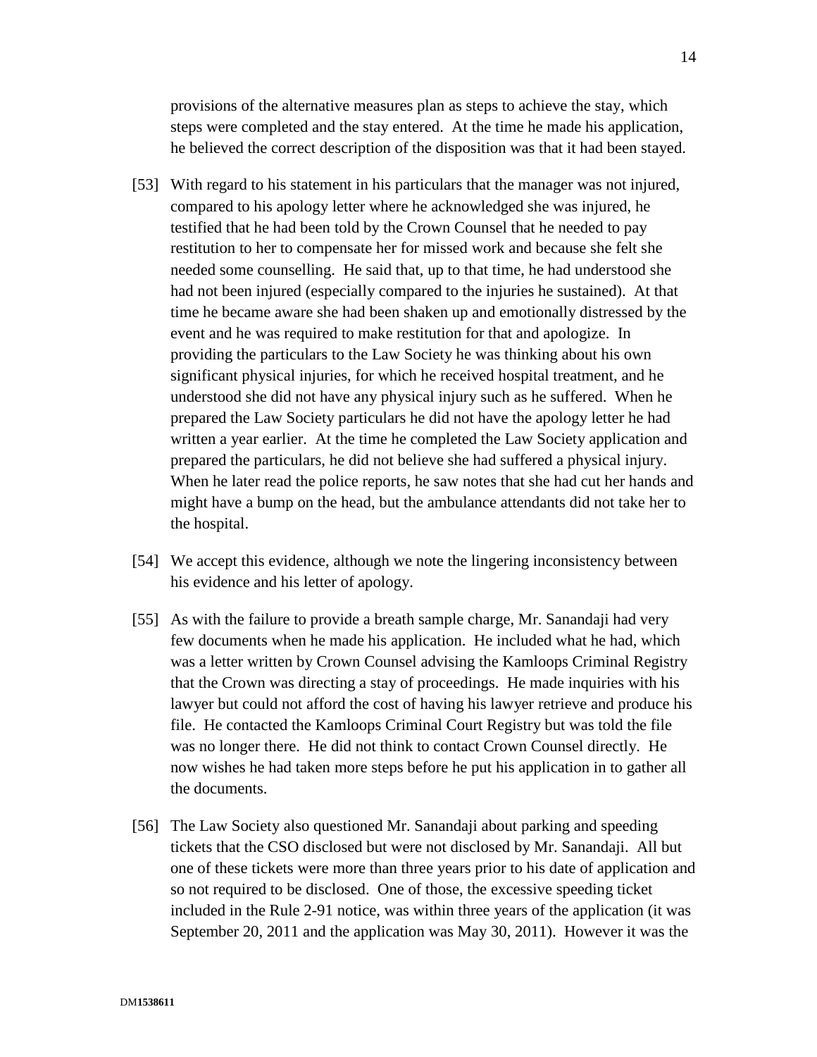provisions of the alternative measures plan as steps to achieve the stay, which steps were completed and the stay entered. At the time he made his application, he believed the correct description of the disposition was that it had been stayed.

[53] With regard to his statement in his particulars that the manager was not injured, compared to his apology letter where he acknowledged she was injured, he testified that he had been told by the Crown Counsel that he needed to pay restitution to her to compensate her for missed work and because she felt she needed some counselling. He said that, up to that time, he had understood she had not been injured (especially compared to the injuries he sustained). At that time he became aware she had been shaken up and emotionally distressed by the event and he was required to make restitution for that and apologize. In providing the particulars to the Law Society he was thinking about his own significant physical injuries, for which he received hospital treatment, and he understood she did not have any physical injury such as he suffered. When he prepared the Law Society particulars he did not have the apology letter he had written a year earlier. At the time he completed the Law Society application and prepared the particulars, he did not believe she had suffered a physical injury. When he later read the police reports, he saw notes that she had cut her hands and might have a bump on the head, but the ambulance attendants did not take her to the hospital.

[54] We accept this evidence, although we note the lingering inconsistency between his evidence and his letter of apology.

[55] As with the failure to provide a breath sample charge, Mr. Sanandaji had very few documents when he made his application. He included what he had, which was a letter written by Crown Counsel advising the Kamloops Criminal Registry that the Crown was directing a stay of proceedings. He made inquiries with his lawyer but could not afford the cost of having his lawyer retrieve and produce his file. He contacted the Kamloops Criminal Court Registry but was told the file was no longer there. He did not think to contact Crown Counsel directly. He now wishes he had taken more steps before he put his application in to gather all the documents.

[56] The Law Society also questioned Mr. Sanandaji about parking and speeding tickets that the CSO disclosed but were not disclosed by Mr. Sanandaji. All but one of these tickets were more than three years prior to his date of application and so not required to be disclosed. One of those, the excessive speeding ticket included in the Rule 2-91 notice, was within three years of the application (it was September 20, 2011 and the application was May 30, 2011). However it was the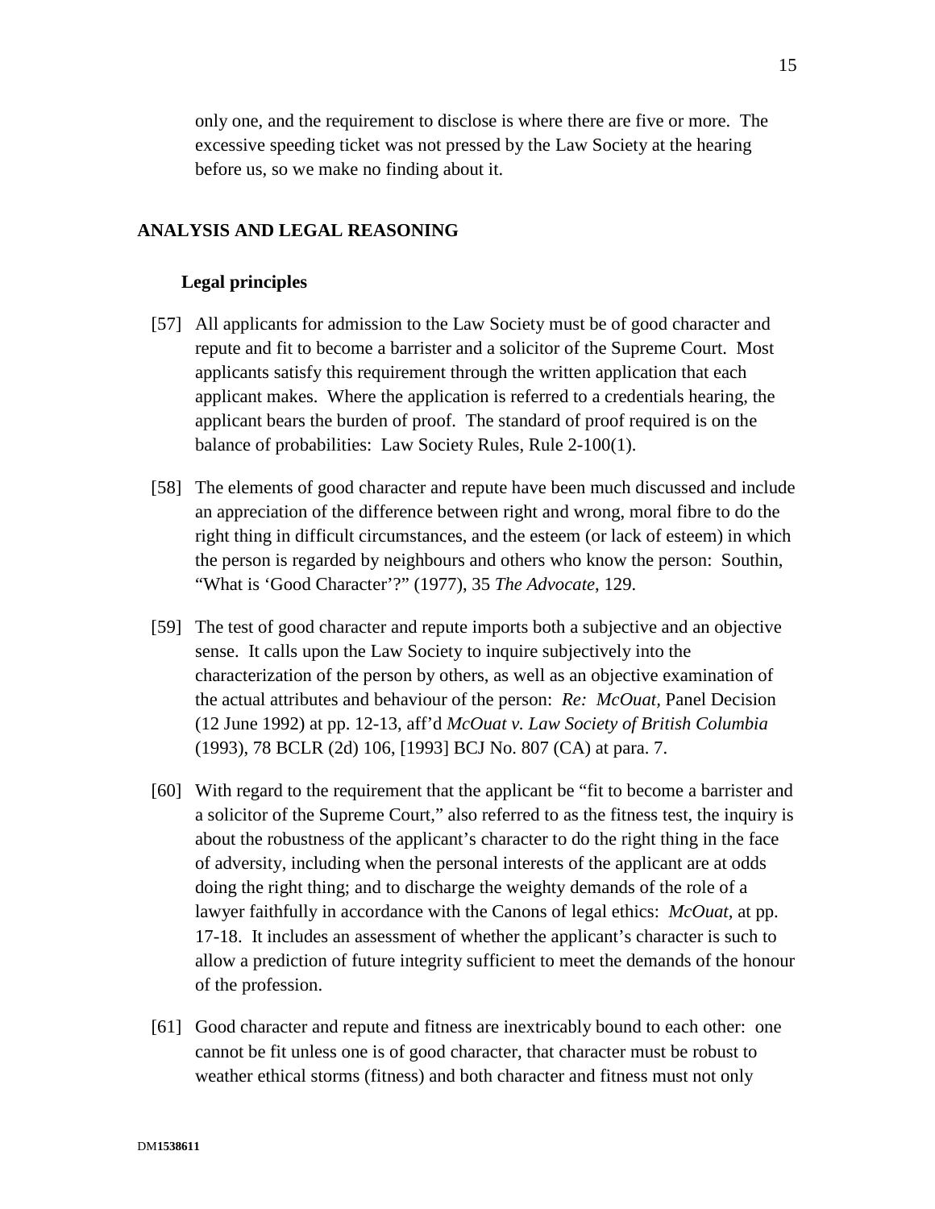only one, and the requirement to disclose is where there are five or more. The excessive speeding ticket was not pressed by the Law Society at the hearing before us, so we make no finding about it.

## ANALYSIS AND LEGAL REASONING

### Legal principles

[57] All applicants for admission to the Law Society must be of good character and repute and fit to become a barrister and a solicitor of the Supreme Court. Most applicants satisfy this requirement through the written application that each applicant makes. Where the application is referred to a credentials hearing, the applicant bears the burden of proof. The standard of proof required is on the balance of probabilities: Law Society Rules, Rule 2-100(1).

[58] The elements of good character and repute have been much discussed and include an appreciation of the difference between right and wrong, moral fibre to do the right thing in difficult circumstances, and the esteem (or lack of esteem) in which the person is regarded by neighbours and others who know the person: Southin, "What is 'Good Character'?" (1977), 35 *The Advocate*, 129.

[59] The test of good character and repute imports both a subjective and an objective sense. It calls upon the Law Society to inquire subjectively into the characterization of the person by others, as well as an objective examination of the actual attributes and behaviour of the person: *Re: McOuat*, Panel Decision (12 June 1992) at pp. 12-13, aff'd *McOuat v. Law Society of British Columbia* (1993), 78 BCLR (2d) 106, [1993] BCJ No. 807 (CA) at para. 7.

[60] With regard to the requirement that the applicant be "fit to become a barrister and a solicitor of the Supreme Court," also referred to as the fitness test, the inquiry is about the robustness of the applicant's character to do the right thing in the face of adversity, including when the personal interests of the applicant are at odds doing the right thing; and to discharge the weighty demands of the role of a lawyer faithfully in accordance with the Canons of legal ethics: *McOuat*, at pp. 17-18. It includes an assessment of whether the applicant's character is such to allow a prediction of future integrity sufficient to meet the demands of the honour of the profession.

[61] Good character and repute and fitness are inextricably bound to each other: one cannot be fit unless one is of good character, that character must be robust to weather ethical storms (fitness) and both character and fitness must not only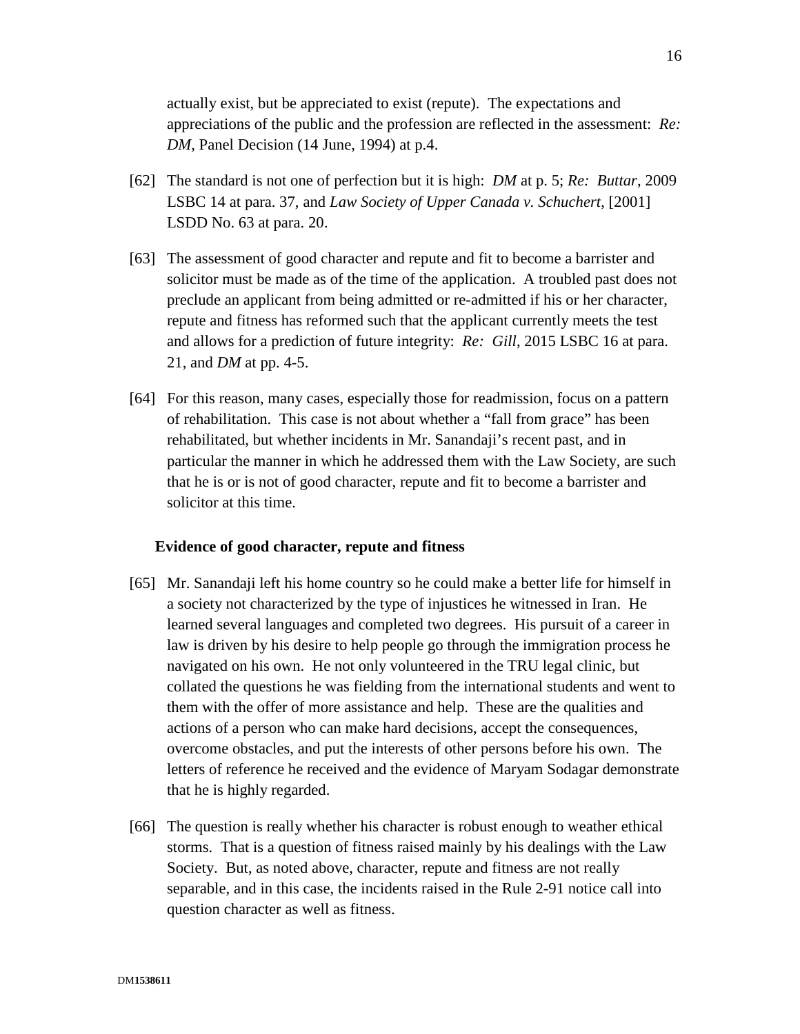actually exist, but be appreciated to exist (repute). The expectations and appreciations of the public and the profession are reflected in the assessment: *Re: DM*, Panel Decision (14 June, 1994) at p.4.

[62] The standard is not one of perfection but it is high: *DM* at p. 5; *Re: Buttar*, 2009 LSBC 14 at para. 37, and *Law Society of Upper Canada v. Schuchert*, [2001] LSDD No. 63 at para. 20.

[63] The assessment of good character and repute and fit to become a barrister and solicitor must be made as of the time of the application. A troubled past does not preclude an applicant from being admitted or re-admitted if his or her character, repute and fitness has reformed such that the applicant currently meets the test and allows for a prediction of future integrity: *Re: Gill*, 2015 LSBC 16 at para. 21, and *DM* at pp. 4-5.

[64] For this reason, many cases, especially those for readmission, focus on a pattern of rehabilitation. This case is not about whether a "fall from grace" has been rehabilitated, but whether incidents in Mr. Sanandaji's recent past, and in particular the manner in which he addressed them with the Law Society, are such that he is or is not of good character, repute and fit to become a barrister and solicitor at this time.

**Evidence of good character, repute and fitness**

[65] Mr. Sanandaji left his home country so he could make a better life for himself in a society not characterized by the type of injustices he witnessed in Iran. He learned several languages and completed two degrees. His pursuit of a career in law is driven by his desire to help people go through the immigration process he navigated on his own. He not only volunteered in the TRU legal clinic, but collated the questions he was fielding from the international students and went to them with the offer of more assistance and help. These are the qualities and actions of a person who can make hard decisions, accept the consequences, overcome obstacles, and put the interests of other persons before his own. The letters of reference he received and the evidence of Maryam Sodagar demonstrate that he is highly regarded.

[66] The question is really whether his character is robust enough to weather ethical storms. That is a question of fitness raised mainly by his dealings with the Law Society. But, as noted above, character, repute and fitness are not really separable, and in this case, the incidents raised in the Rule 2-91 notice call into question character as well as fitness.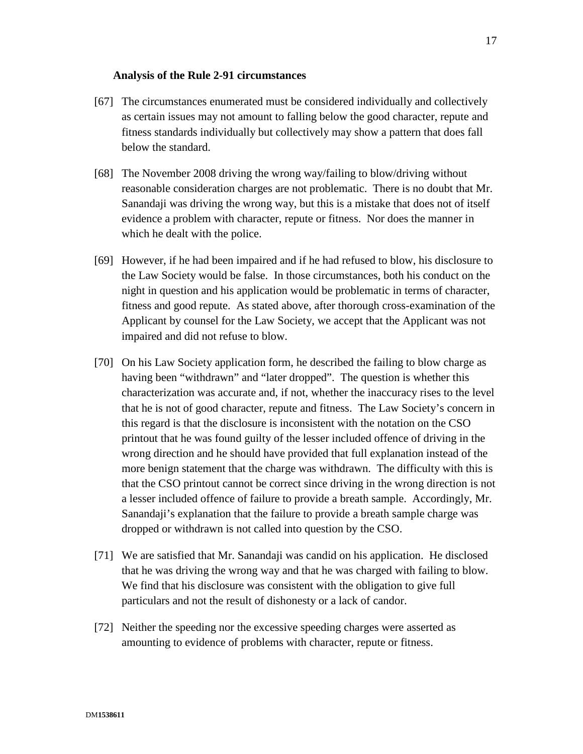**Analysis of the Rule 2-91 circumstances**

[67] The circumstances enumerated must be considered individually and collectively as certain issues may not amount to falling below the good character, repute and fitness standards individually but collectively may show a pattern that does fall below the standard.

[68] The November 2008 driving the wrong way/failing to blow/driving without reasonable consideration charges are not problematic. There is no doubt that Mr. Sanandaji was driving the wrong way, but this is a mistake that does not of itself evidence a problem with character, repute or fitness. Nor does the manner in which he dealt with the police.

[69] However, if he had been impaired and if he had refused to blow, his disclosure to the Law Society would be false. In those circumstances, both his conduct on the night in question and his application would be problematic in terms of character, fitness and good repute. As stated above, after thorough cross-examination of the Applicant by counsel for the Law Society, we accept that the Applicant was not impaired and did not refuse to blow.

[70] On his Law Society application form, he described the failing to blow charge as having been "withdrawn" and "later dropped". The question is whether this characterization was accurate and, if not, whether the inaccuracy rises to the level that he is not of good character, repute and fitness. The Law Society's concern in this regard is that the disclosure is inconsistent with the notation on the CSO printout that he was found guilty of the lesser included offence of driving in the wrong direction and he should have provided that full explanation instead of the more benign statement that the charge was withdrawn. The difficulty with this is that the CSO printout cannot be correct since driving in the wrong direction is not a lesser included offence of failure to provide a breath sample. Accordingly, Mr. Sanandaji's explanation that the failure to provide a breath sample charge was dropped or withdrawn is not called into question by the CSO.

[71] We are satisfied that Mr. Sanandaji was candid on his application. He disclosed that he was driving the wrong way and that he was charged with failing to blow. We find that his disclosure was consistent with the obligation to give full particulars and not the result of dishonesty or a lack of candor.

[72] Neither the speeding nor the excessive speeding charges were asserted as amounting to evidence of problems with character, repute or fitness.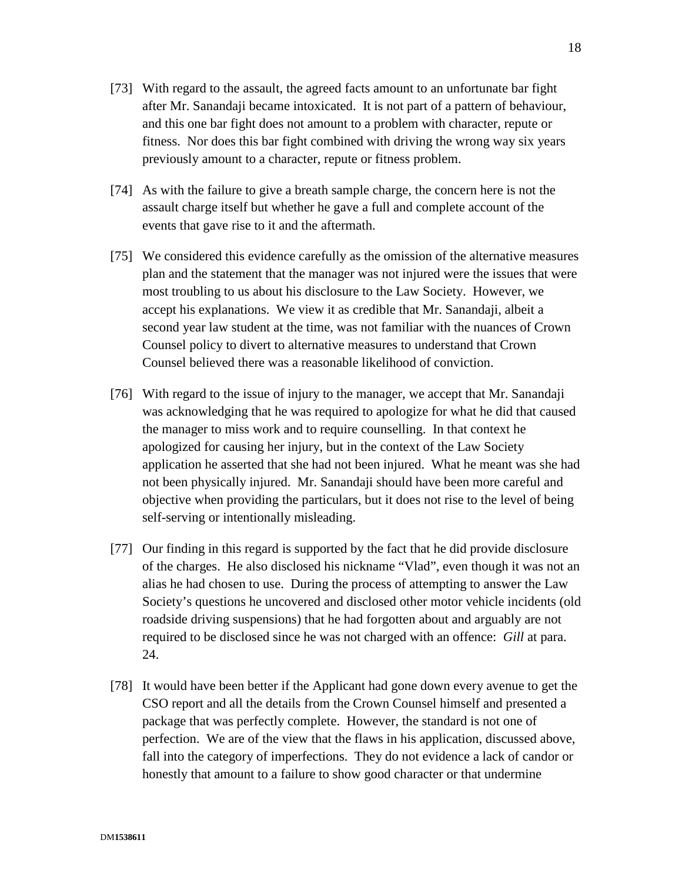[73] With regard to the assault, the agreed facts amount to an unfortunate bar fight after Mr. Sanandaji became intoxicated. It is not part of a pattern of behaviour, and this one bar fight does not amount to a problem with character, repute or fitness. Nor does this bar fight combined with driving the wrong way six years previously amount to a character, repute or fitness problem.

[74] As with the failure to give a breath sample charge, the concern here is not the assault charge itself but whether he gave a full and complete account of the events that gave rise to it and the aftermath.

[75] We considered this evidence carefully as the omission of the alternative measures plan and the statement that the manager was not injured were the issues that were most troubling to us about his disclosure to the Law Society. However, we accept his explanations. We view it as credible that Mr. Sanandaji, albeit a second year law student at the time, was not familiar with the nuances of Crown Counsel policy to divert to alternative measures to understand that Crown Counsel believed there was a reasonable likelihood of conviction.

[76] With regard to the issue of injury to the manager, we accept that Mr. Sanandaji was acknowledging that he was required to apologize for what he did that caused the manager to miss work and to require counselling. In that context he apologized for causing her injury, but in the context of the Law Society application he asserted that she had not been injured. What he meant was she had not been physically injured. Mr. Sanandaji should have been more careful and objective when providing the particulars, but it does not rise to the level of being self-serving or intentionally misleading.

[77] Our finding in this regard is supported by the fact that he did provide disclosure of the charges. He also disclosed his nickname "Vlad", even though it was not an alias he had chosen to use. During the process of attempting to answer the Law Society's questions he uncovered and disclosed other motor vehicle incidents (old roadside driving suspensions) that he had forgotten about and arguably are not required to be disclosed since he was not charged with an offence: *Gill* at para. 24.

[78] It would have been better if the Applicant had gone down every avenue to get the CSO report and all the details from the Crown Counsel himself and presented a package that was perfectly complete. However, the standard is not one of perfection. We are of the view that the flaws in his application, discussed above, fall into the category of imperfections. They do not evidence a lack of candor or honestly that amount to a failure to show good character or that undermine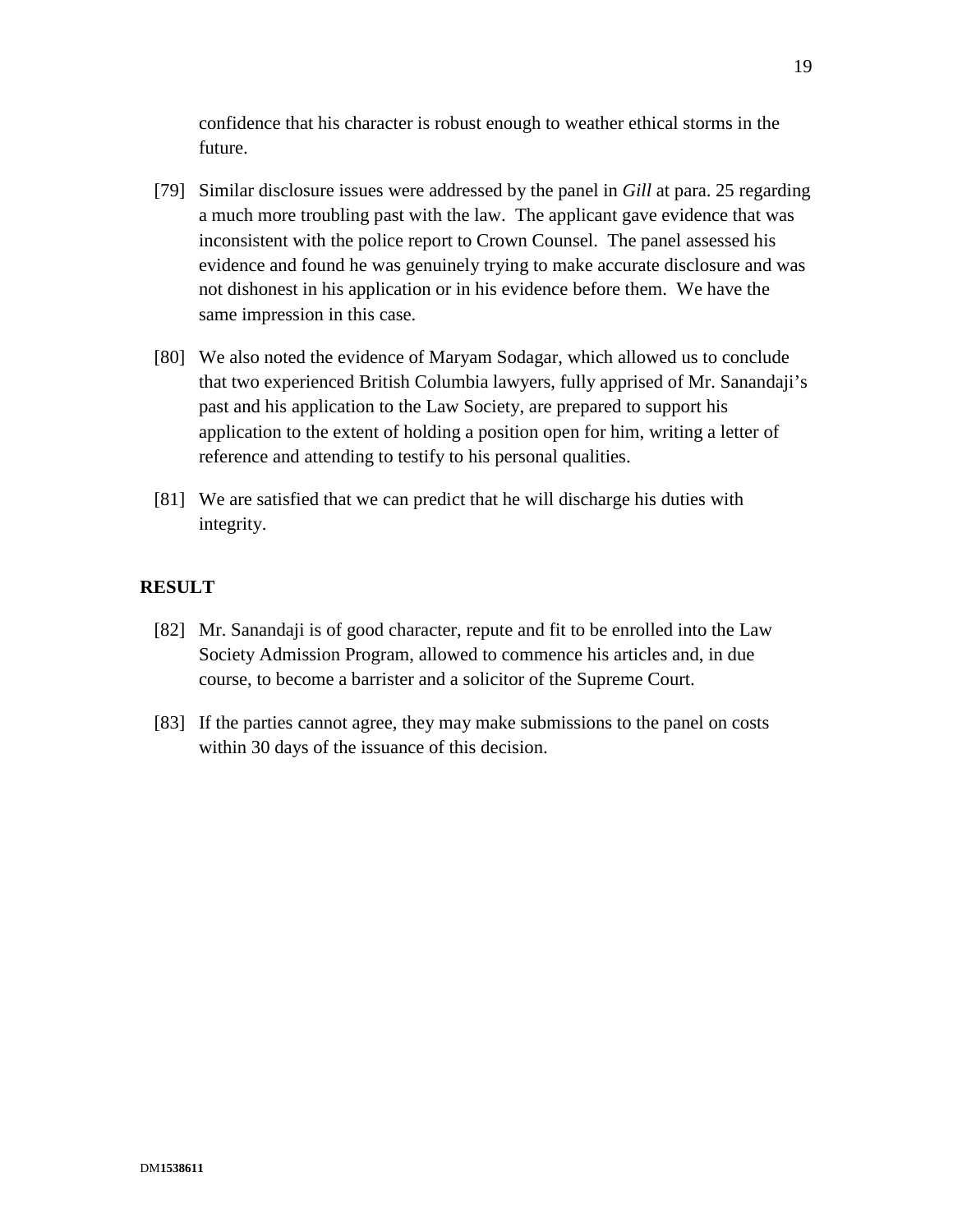confidence that his character is robust enough to weather ethical storms in the future.

[79] Similar disclosure issues were addressed by the panel in *Gill* at para. 25 regarding a much more troubling past with the law. The applicant gave evidence that was inconsistent with the police report to Crown Counsel. The panel assessed his evidence and found he was genuinely trying to make accurate disclosure and was not dishonest in his application or in his evidence before them. We have the same impression in this case.

[80] We also noted the evidence of Maryam Sodagar, which allowed us to conclude that two experienced British Columbia lawyers, fully apprised of Mr. Sanandaji's past and his application to the Law Society, are prepared to support his application to the extent of holding a position open for him, writing a letter of reference and attending to testify to his personal qualities.

[81] We are satisfied that we can predict that he will discharge his duties with integrity.

## RESULT

[82] Mr. Sanandaji is of good character, repute and fit to be enrolled into the Law Society Admission Program, allowed to commence his articles and, in due course, to become a barrister and a solicitor of the Supreme Court.

[83] If the parties cannot agree, they may make submissions to the panel on costs within 30 days of the issuance of this decision.

DM**1538611**